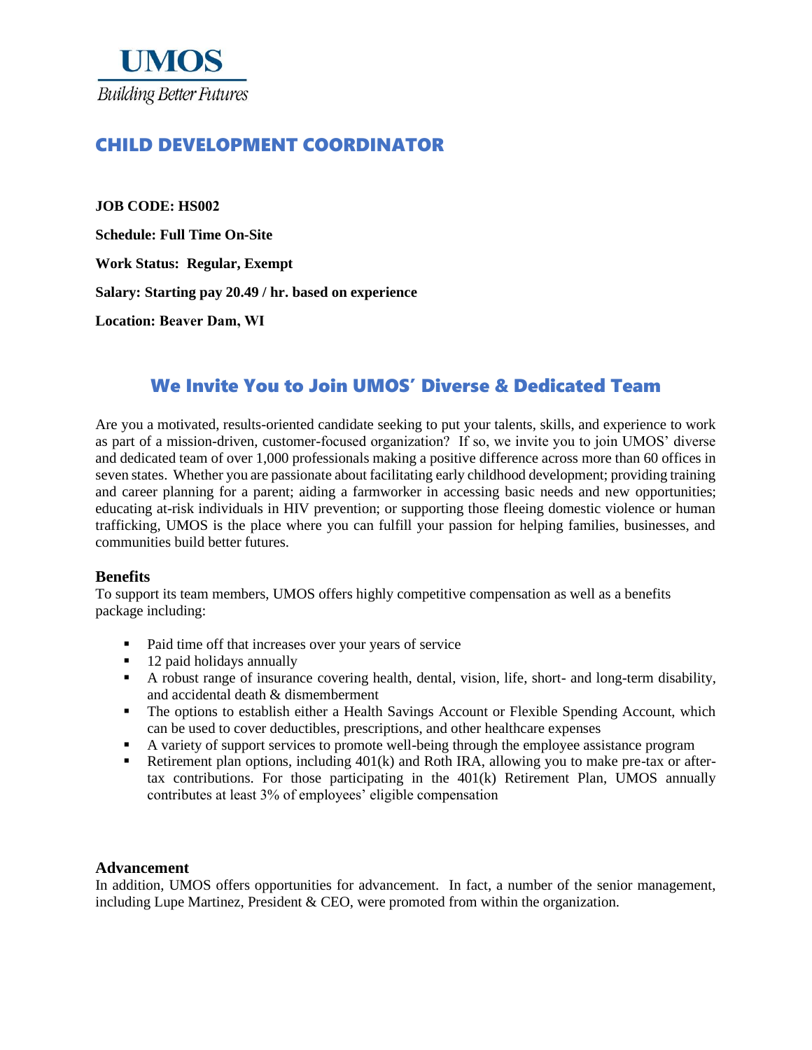**UMOS**

*Building Better Futures*

# CHILD DEVELOPMENT COORDINATOR

**JOB CODE: HS002**

**Schedule: Full Time On-Site**

**Work Status: Regular, Exempt**

**Salary: Starting pay 20.49 / hr. based on experience**

**Location: Beaver Dam, WI**

## We Invite You to Join UMOS′ Diverse & Dedicated Team

Are you a motivated, results-oriented candidate seeking to put your talents, skills, and experience to work as part of a mission-driven, customer-focused organization? If so, we invite you to join UMOS' diverse and dedicated team of over 1,000 professionals making a positive difference across more than 60 offices in seven states. Whether you are passionate about facilitating early childhood development; providing training and career planning for a parent; aiding a farmworker in accessing basic needs and new opportunities; educating at-risk individuals in HIV prevention; or supporting those fleeing domestic violence or human trafficking, UMOS is the place where you can fulfill your passion for helping families, businesses, and communities build better futures.

### Benefits

To support its team members, UMOS offers highly competitive compensation as well as a benefits package including:

- Paid time off that increases over your years of service
- 12 paid holidays annually
- A robust range of insurance covering health, dental, vision, life, short- and long-term disability, and accidental death & dismemberment
- The options to establish either a Health Savings Account or Flexible Spending Account, which can be used to cover deductibles, prescriptions, and other healthcare expenses
- A variety of support services to promote well-being through the employee assistance program
- Retirement plan options, including 401(k) and Roth IRA, allowing you to make pre-tax or after-tax contributions. For those participating in the 401(k) Retirement Plan, UMOS annually contributes at least 3% of employees' eligible compensation

### Advancement

In addition, UMOS offers opportunities for advancement. In fact, a number of the senior management, including Lupe Martinez, President & CEO, were promoted from within the organization.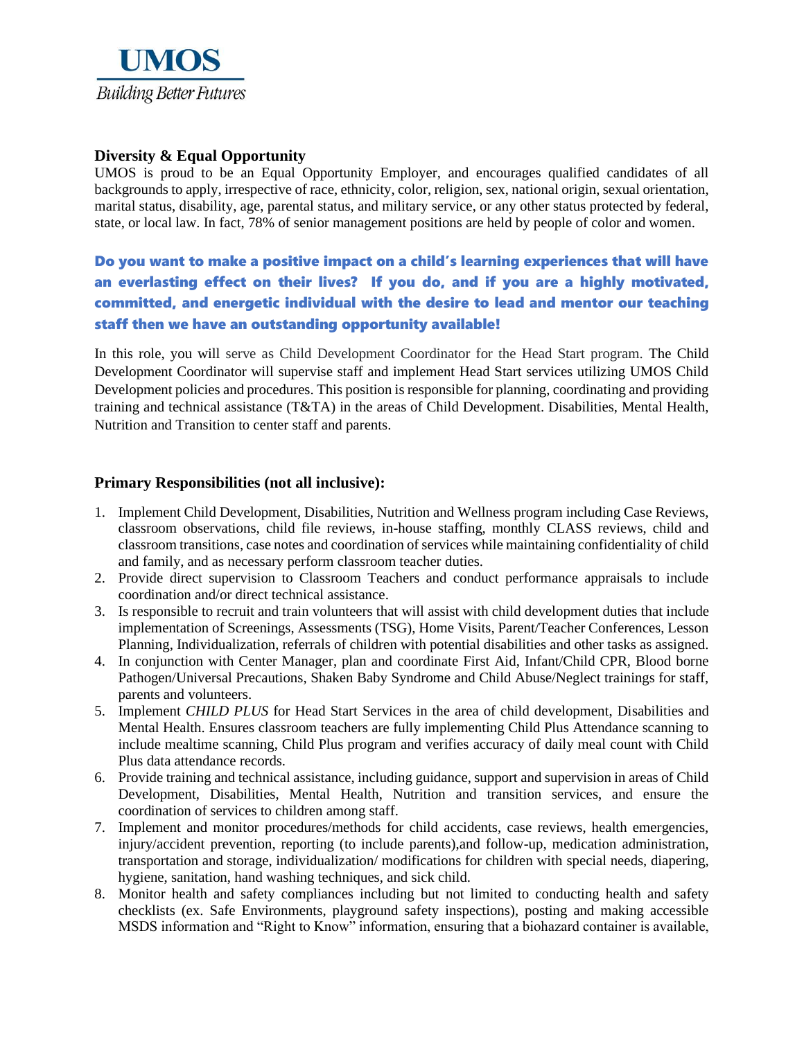**UMOS**

*Building Better Futures*

**Diversity & Equal Opportunity**

UMOS is proud to be an Equal Opportunity Employer, and encourages qualified candidates of all backgrounds to apply, irrespective of race, ethnicity, color, religion, sex, national origin, sexual orientation, marital status, disability, age, parental status, and military service, or any other status protected by federal, state, or local law. In fact, 78% of senior management positions are held by people of color and women.

**Do you want to make a positive impact on a child's learning experiences that will have an everlasting effect on their lives? If you do, and if you are a highly motivated, committed, and energetic individual with the desire to lead and mentor our teaching staff then we have an outstanding opportunity available!**

In this role, you will serve as Child Development Coordinator for the Head Start program. The Child Development Coordinator will supervise staff and implement Head Start services utilizing UMOS Child Development policies and procedures. This position is responsible for planning, coordinating and providing training and technical assistance (T&TA) in the areas of Child Development. Disabilities, Mental Health, Nutrition and Transition to center staff and parents.

**Primary Responsibilities (not all inclusive):**

1. Implement Child Development, Disabilities, Nutrition and Wellness program including Case Reviews, classroom observations, child file reviews, in-house staffing, monthly CLASS reviews, child and classroom transitions, case notes and coordination of services while maintaining confidentiality of child and family, and as necessary perform classroom teacher duties.
2. Provide direct supervision to Classroom Teachers and conduct performance appraisals to include coordination and/or direct technical assistance.
3. Is responsible to recruit and train volunteers that will assist with child development duties that include implementation of Screenings, Assessments (TSG), Home Visits, Parent/Teacher Conferences, Lesson Planning, Individualization, referrals of children with potential disabilities and other tasks as assigned.
4. In conjunction with Center Manager, plan and coordinate First Aid, Infant/Child CPR, Blood borne Pathogen/Universal Precautions, Shaken Baby Syndrome and Child Abuse/Neglect trainings for staff, parents and volunteers.
5. Implement *CHILD PLUS* for Head Start Services in the area of child development, Disabilities and Mental Health. Ensures classroom teachers are fully implementing Child Plus Attendance scanning to include mealtime scanning, Child Plus program and verifies accuracy of daily meal count with Child Plus data attendance records.
6. Provide training and technical assistance, including guidance, support and supervision in areas of Child Development, Disabilities, Mental Health, Nutrition and transition services, and ensure the coordination of services to children among staff.
7. Implement and monitor procedures/methods for child accidents, case reviews, health emergencies, injury/accident prevention, reporting (to include parents),and follow-up, medication administration, transportation and storage, individualization/ modifications for children with special needs, diapering, hygiene, sanitation, hand washing techniques, and sick child.
8. Monitor health and safety compliances including but not limited to conducting health and safety checklists (ex. Safe Environments, playground safety inspections), posting and making accessible MSDS information and "Right to Know" information, ensuring that a biohazard container is available,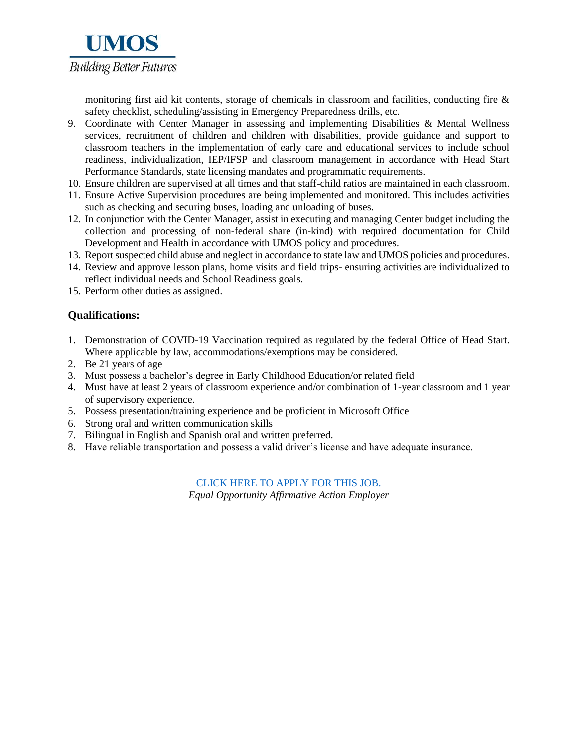monitoring first aid kit contents, storage of chemicals in classroom and facilities, conducting fire & safety checklist, scheduling/assisting in Emergency Preparedness drills, etc.

9. Coordinate with Center Manager in assessing and implementing Disabilities & Mental Wellness services, recruitment of children and children with disabilities, provide guidance and support to classroom teachers in the implementation of early care and educational services to include school readiness, individualization, IEP/IFSP and classroom management in accordance with Head Start Performance Standards, state licensing mandates and programmatic requirements.
10. Ensure children are supervised at all times and that staff-child ratios are maintained in each classroom.
11. Ensure Active Supervision procedures are being implemented and monitored. This includes activities such as checking and securing buses, loading and unloading of buses.
12. In conjunction with the Center Manager, assist in executing and managing Center budget including the collection and processing of non-federal share (in-kind) with required documentation for Child Development and Health in accordance with UMOS policy and procedures.
13. Report suspected child abuse and neglect in accordance to state law and UMOS policies and procedures.
14. Review and approve lesson plans, home visits and field trips- ensuring activities are individualized to reflect individual needs and School Readiness goals.
15. Perform other duties as assigned.

## Qualifications:

1. Demonstration of COVID-19 Vaccination required as regulated by the federal Office of Head Start. Where applicable by law, accommodations/exemptions may be considered.
2. Be 21 years of age
3. Must possess a bachelor's degree in Early Childhood Education/or related field
4. Must have at least 2 years of classroom experience and/or combination of 1-year classroom and 1 year of supervisory experience.
5. Possess presentation/training experience and be proficient in Microsoft Office
6. Strong oral and written communication skills
7. Bilingual in English and Spanish oral and written preferred.
8. Have reliable transportation and possess a valid driver's license and have adequate insurance.

CLICK HERE TO APPLY FOR THIS JOB.

*Equal Opportunity Affirmative Action Employer*